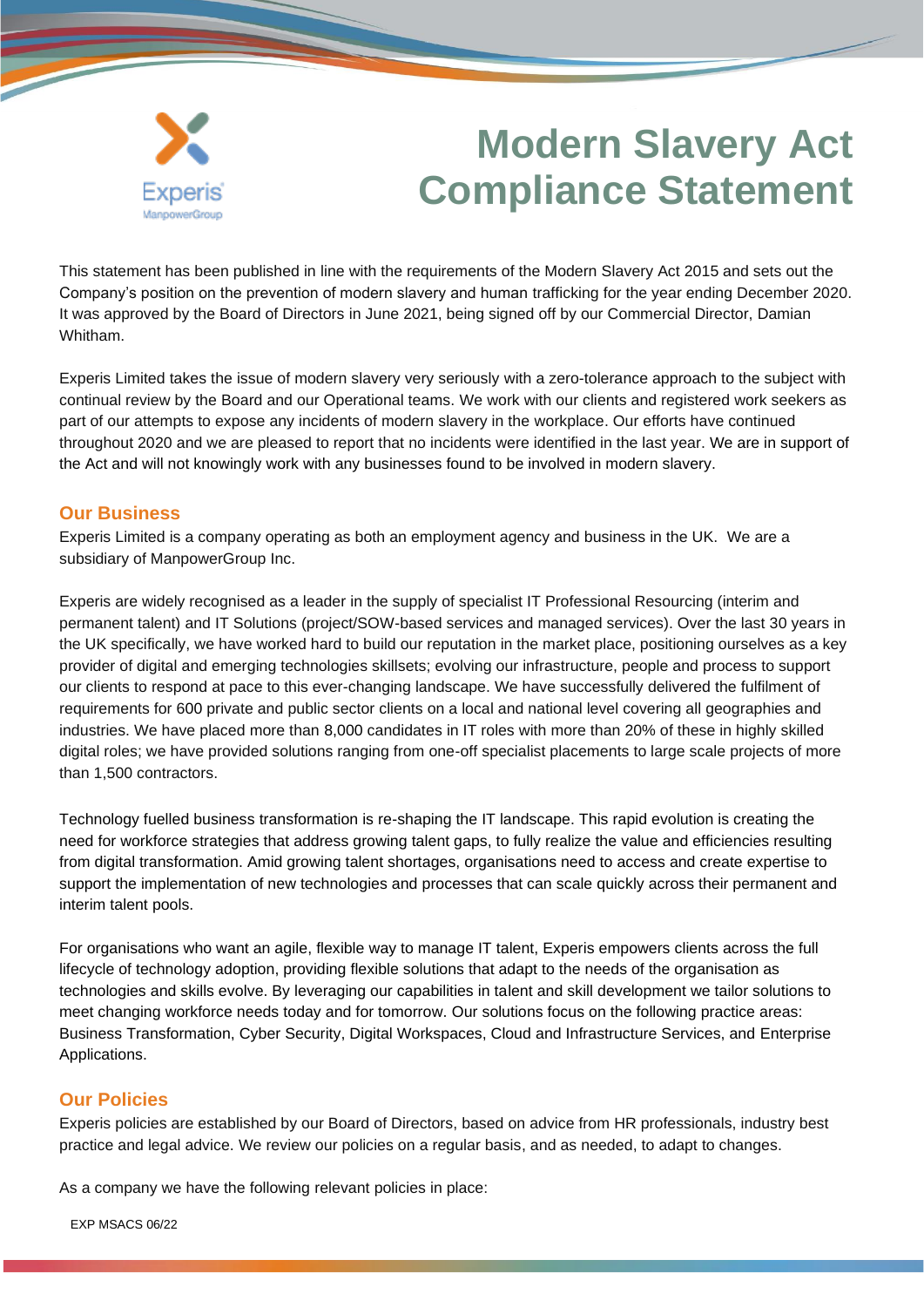# Modern Slavery Act Compliance Statement

This statement has been published in line with the requirements of the Modern Slavery Act 2015 and sets out the Company's position on the prevention of modern slavery and human trafficking for the year ending December 2020. It was approved by the Board of Directors in June 2021, being signed off by our Commercial Director, Damian Whitham.

Experis Limited takes the issue of modern slavery very seriously with a zero-tolerance approach to the subject with continual review by the Board and our Operational teams. We work with our clients and registered work seekers as part of our attempts to expose any incidents of modern slavery in the workplace. Our efforts have continued throughout 2020 and we are pleased to report that no incidents were identified in the last year. We are in support of the Act and will not knowingly work with any businesses found to be involved in modern slavery.

## Our Business

Experis Limited is a company operating as both an employment agency and business in the UK. We are a subsidiary of ManpowerGroup Inc.

Experis are widely recognised as a leader in the supply of specialist IT Professional Resourcing (interim and permanent talent) and IT Solutions (project/SOW-based services and managed services). Over the last 30 years in the UK specifically, we have worked hard to build our reputation in the market place, positioning ourselves as a key provider of digital and emerging technologies skillsets; evolving our infrastructure, people and process to support our clients to respond at pace to this ever-changing landscape. We have successfully delivered the fulfilment of requirements for 600 private and public sector clients on a local and national level covering all geographies and industries. We have placed more than 8,000 candidates in IT roles with more than 20% of these in highly skilled digital roles; we have provided solutions ranging from one-off specialist placements to large scale projects of more than 1,500 contractors.

Technology fuelled business transformation is re-shaping the IT landscape. This rapid evolution is creating the need for workforce strategies that address growing talent gaps, to fully realize the value and efficiencies resulting from digital transformation. Amid growing talent shortages, organisations need to access and create expertise to support the implementation of new technologies and processes that can scale quickly across their permanent and interim talent pools.

For organisations who want an agile, flexible way to manage IT talent, Experis empowers clients across the full lifecycle of technology adoption, providing flexible solutions that adapt to the needs of the organisation as technologies and skills evolve. By leveraging our capabilities in talent and skill development we tailor solutions to meet changing workforce needs today and for tomorrow. Our solutions focus on the following practice areas: Business Transformation, Cyber Security, Digital Workspaces, Cloud and Infrastructure Services, and Enterprise Applications.

## Our Policies

Experis policies are established by our Board of Directors, based on advice from HR professionals, industry best practice and legal advice. We review our policies on a regular basis, and as needed, to adapt to changes.

As a company we have the following relevant policies in place: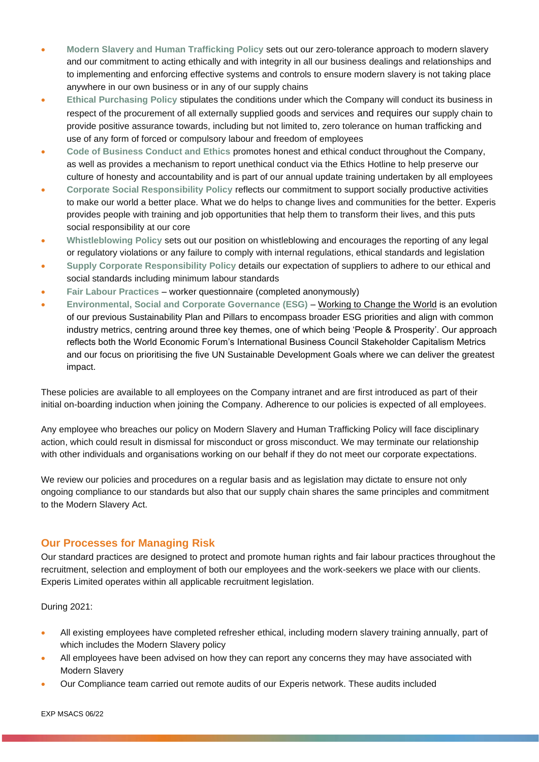- **Modern Slavery and Human Trafficking Policy** sets out our zero-tolerance approach to modern slavery and our commitment to acting ethically and with integrity in all our business dealings and relationships and to implementing and enforcing effective systems and controls to ensure modern slavery is not taking place anywhere in our own business or in any of our supply chains
- **Ethical Purchasing Policy** stipulates the conditions under which the Company will conduct its business in respect of the procurement of all externally supplied goods and services and requires our supply chain to provide positive assurance towards, including but not limited to, zero tolerance on human trafficking and use of any form of forced or compulsory labour and freedom of employees
- **Code of Business Conduct and Ethics** promotes honest and ethical conduct throughout the Company, as well as provides a mechanism to report unethical conduct via the Ethics Hotline to help preserve our culture of honesty and accountability and is part of our annual update training undertaken by all employees
- **Corporate Social Responsibility Policy** reflects our commitment to support socially productive activities to make our world a better place. What we do helps to change lives and communities for the better. Experis provides people with training and job opportunities that help them to transform their lives, and this puts social responsibility at our core
- **Whistleblowing Policy** sets out our position on whistleblowing and encourages the reporting of any legal or regulatory violations or any failure to comply with internal regulations, ethical standards and legislation
- **Supply Corporate Responsibility Policy** details our expectation of suppliers to adhere to our ethical and social standards including minimum labour standards
- **Fair Labour Practices** – worker questionnaire (completed anonymously)
- **Environmental, Social and Corporate Governance (ESG)** – Working to Change the World is an evolution of our previous Sustainability Plan and Pillars to encompass broader ESG priorities and align with common industry metrics, centring around three key themes, one of which being 'People & Prosperity'. Our approach reflects both the World Economic Forum's International Business Council Stakeholder Capitalism Metrics and our focus on prioritising the five UN Sustainable Development Goals where we can deliver the greatest impact.

These policies are available to all employees on the Company intranet and are first introduced as part of their initial on-boarding induction when joining the Company. Adherence to our policies is expected of all employees.

Any employee who breaches our policy on Modern Slavery and Human Trafficking Policy will face disciplinary action, which could result in dismissal for misconduct or gross misconduct. We may terminate our relationship with other individuals and organisations working on our behalf if they do not meet our corporate expectations.

We review our policies and procedures on a regular basis and as legislation may dictate to ensure not only ongoing compliance to our standards but also that our supply chain shares the same principles and commitment to the Modern Slavery Act.

## Our Processes for Managing Risk

Our standard practices are designed to protect and promote human rights and fair labour practices throughout the recruitment, selection and employment of both our employees and the work-seekers we place with our clients. Experis Limited operates within all applicable recruitment legislation.

During 2021:

- All existing employees have completed refresher ethical, including modern slavery training annually, part of which includes the Modern Slavery policy
- All employees have been advised on how they can report any concerns they may have associated with Modern Slavery
- Our Compliance team carried out remote audits of our Experis network. These audits included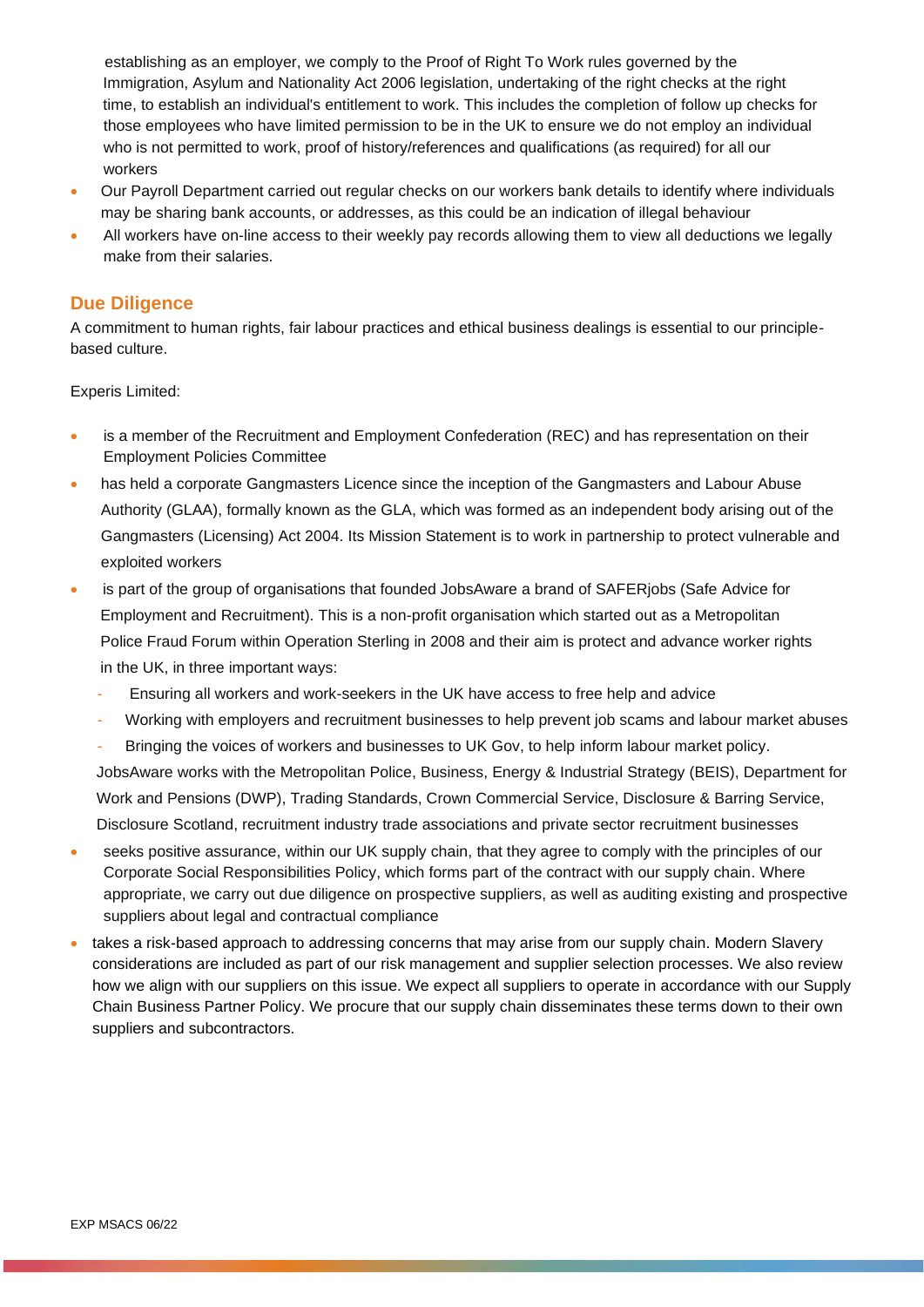establishing as an employer, we comply to the Proof of Right To Work rules governed by the Immigration, Asylum and Nationality Act 2006 legislation, undertaking of the right checks at the right time, to establish an individual's entitlement to work. This includes the completion of follow up checks for those employees who have limited permission to be in the UK to ensure we do not employ an individual who is not permitted to work, proof of history/references and qualifications (as required) for all our workers

- Our Payroll Department carried out regular checks on our workers bank details to identify where individuals may be sharing bank accounts, or addresses, as this could be an indication of illegal behaviour
- All workers have on-line access to their weekly pay records allowing them to view all deductions we legally make from their salaries.

## Due Diligence

A commitment to human rights, fair labour practices and ethical business dealings is essential to our principle-based culture.

Experis Limited:

- is a member of the Recruitment and Employment Confederation (REC) and has representation on their Employment Policies Committee
- has held a corporate Gangmasters Licence since the inception of the Gangmasters and Labour Abuse Authority (GLAA), formally known as the GLA, which was formed as an independent body arising out of the Gangmasters (Licensing) Act 2004. Its Mission Statement is to work in partnership to protect vulnerable and exploited workers
- is part of the group of organisations that founded JobsAware a brand of SAFERjobs (Safe Advice for Employment and Recruitment). This is a non-profit organisation which started out as a Metropolitan Police Fraud Forum within Operation Sterling in 2008 and their aim is protect and advance worker rights in the UK, in three important ways:
  - Ensuring all workers and work-seekers in the UK have access to free help and advice
  - Working with employers and recruitment businesses to help prevent job scams and labour market abuses
  - Bringing the voices of workers and businesses to UK Gov, to help inform labour market policy.

  JobsAware works with the Metropolitan Police, Business, Energy & Industrial Strategy (BEIS), Department for Work and Pensions (DWP), Trading Standards, Crown Commercial Service, Disclosure & Barring Service, Disclosure Scotland, recruitment industry trade associations and private sector recruitment businesses
- seeks positive assurance, within our UK supply chain, that they agree to comply with the principles of our Corporate Social Responsibilities Policy, which forms part of the contract with our supply chain. Where appropriate, we carry out due diligence on prospective suppliers, as well as auditing existing and prospective suppliers about legal and contractual compliance
- takes a risk-based approach to addressing concerns that may arise from our supply chain. Modern Slavery considerations are included as part of our risk management and supplier selection processes. We also review how we align with our suppliers on this issue. We expect all suppliers to operate in accordance with our Supply Chain Business Partner Policy. We procure that our supply chain disseminates these terms down to their own suppliers and subcontractors.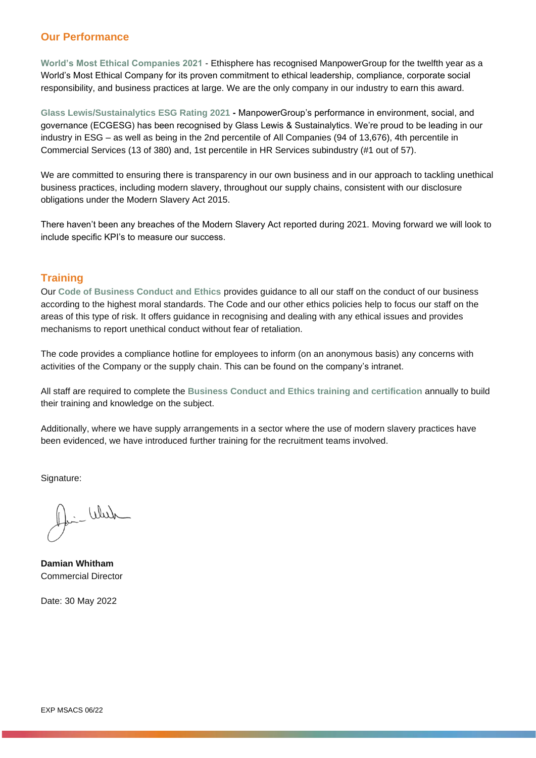## Our Performance

**World's Most Ethical Companies 2021** - Ethisphere has recognised ManpowerGroup for the twelfth year as a World's Most Ethical Company for its proven commitment to ethical leadership, compliance, corporate social responsibility, and business practices at large. We are the only company in our industry to earn this award.

**Glass Lewis/Sustainalytics ESG Rating 2021 -** ManpowerGroup's performance in environment, social, and governance (ECGESG) has been recognised by Glass Lewis & Sustainalytics. We're proud to be leading in our industry in ESG – as well as being in the 2nd percentile of All Companies (94 of 13,676), 4th percentile in Commercial Services (13 of 380) and, 1st percentile in HR Services subindustry (#1 out of 57).

We are committed to ensuring there is transparency in our own business and in our approach to tackling unethical business practices, including modern slavery, throughout our supply chains, consistent with our disclosure obligations under the Modern Slavery Act 2015.

There haven't been any breaches of the Modern Slavery Act reported during 2021. Moving forward we will look to include specific KPI's to measure our success.

## Training

Our **Code of Business Conduct and Ethics** provides guidance to all our staff on the conduct of our business according to the highest moral standards. The Code and our other ethics policies help to focus our staff on the areas of this type of risk. It offers guidance in recognising and dealing with any ethical issues and provides mechanisms to report unethical conduct without fear of retaliation.

The code provides a compliance hotline for employees to inform (on an anonymous basis) any concerns with activities of the Company or the supply chain. This can be found on the company's intranet.

All staff are required to complete the **Business Conduct and Ethics training and certification** annually to build their training and knowledge on the subject.

Additionally, where we have supply arrangements in a sector where the use of modern slavery practices have been evidenced, we have introduced further training for the recruitment teams involved.

Signature:

**Damian Whitham**
Commercial Director

Date: 30 May 2022

EXP MSACS 06/22